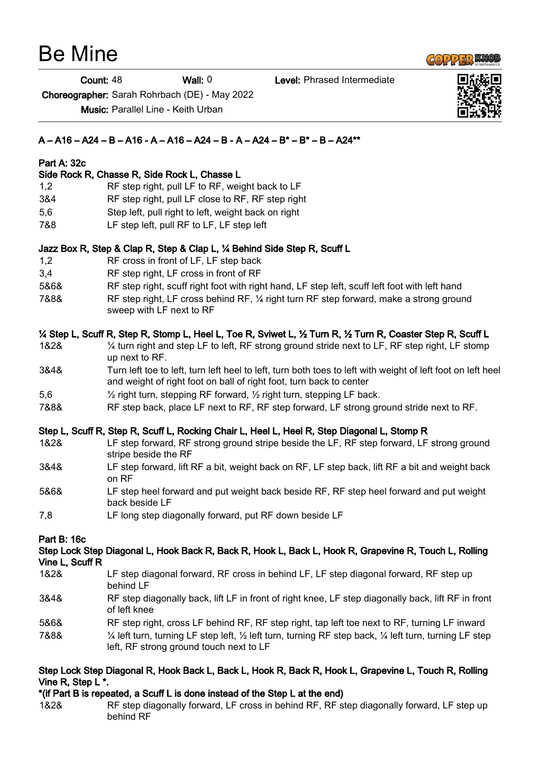# Be Mine

**Count:** 48 **Wall:** 0 **Level:** Phrased Intermediate

**Choreographer:** Sarah Rohrbach (DE) - May 2022

**Music:** Parallel Line - Keith Urban

**A – A16 – A24 – B – A16 - A – A16 – A24 – B - A – A24 – B* – B* – B – A24****

**Part A: 32c**

**Side Rock R, Chasse R, Side Rock L, Chasse L**

| | |
|---|---|
| 1,2 | RF step right, pull LF to RF, weight back to LF |
| 3&4 | RF step right, pull LF close to RF, RF step right |
| 5,6 | Step left, pull right to left, weight back on right |
| 7&8 | LF step left, pull RF to LF, LF step left |

**Jazz Box R, Step & Clap R, Step & Clap L, ¼ Behind Side Step R, Scuff L**

| | |
|---|---|
| 1,2 | RF cross in front of LF, LF step back |
| 3,4 | RF step right, LF cross in front of RF |
| 5&6& | RF step right, scuff right foot with right hand, LF step left, scuff left foot with left hand |
| 7&8& | RF step right, LF cross behind RF, ¼ right turn RF step forward, make a strong ground sweep with LF next to RF |

**¼ Step L, Scuff R, Step R, Stomp L, Heel L, Toe R, Sviwet L, ½ Turn R, ½ Turn R, Coaster Step R, Scuff L**

| | |
|---|---|
| 1&2& | ¼ turn right and step LF to left, RF strong ground stride next to LF, RF step right, LF stomp up next to RF. |
| 3&4& | Turn left toe to left, turn left heel to left, turn both toes to left with weight of left foot on left heel and weight of right foot on ball of right foot, turn back to center |
| 5,6 | ½ right turn, stepping RF forward, ½ right turn, stepping LF back. |
| 7&8& | RF step back, place LF next to RF, RF step forward, LF strong ground stride next to RF. |

**Step L, Scuff R, Step R, Scuff L, Rocking Chair L, Heel L, Heel R, Step Diagonal L, Stomp R**

| | |
|---|---|
| 1&2& | LF step forward, RF strong ground stripe beside the LF, RF step forward, LF strong ground stripe beside the RF |
| 3&4& | LF step forward, lift RF a bit, weight back on RF, LF step back, lift RF a bit and weight back on RF |
| 5&6& | LF step heel forward and put weight back beside RF, RF step heel forward and put weight back beside LF |
| 7,8 | LF long step diagonally forward, put RF down beside LF |

**Part B: 16c**

**Step Lock Step Diagonal L, Hook Back R, Back R, Hook L, Back L, Hook R, Grapevine R, Touch L, Rolling Vine L, Scuff R**

| | |
|---|---|
| 1&2& | LF step diagonal forward, RF cross in behind LF, LF step diagonal forward, RF step up behind LF |
| 3&4& | RF step diagonally back, lift LF in front of right knee, LF step diagonally back, lift RF in front of left knee |
| 5&6& | RF step right, cross LF behind RF, RF step right, tap left toe next to RF, turning LF inward |
| 7&8& | ¼ left turn, turning LF step left, ½ left turn, turning RF step back, ¼ left turn, turning LF step left, RF strong ground touch next to LF |

**Step Lock Step Diagonal R, Hook Back L, Back L, Hook R, Back R, Hook L, Grapevine L, Touch R, Rolling Vine R, Step L *.**

***(if Part B is repeated, a Scuff L is done instead of the Step L at the end)**

| | |
|---|---|
| 1&2& | RF step diagonally forward, LF cross in behind RF, RF step diagonally forward, LF step up behind RF |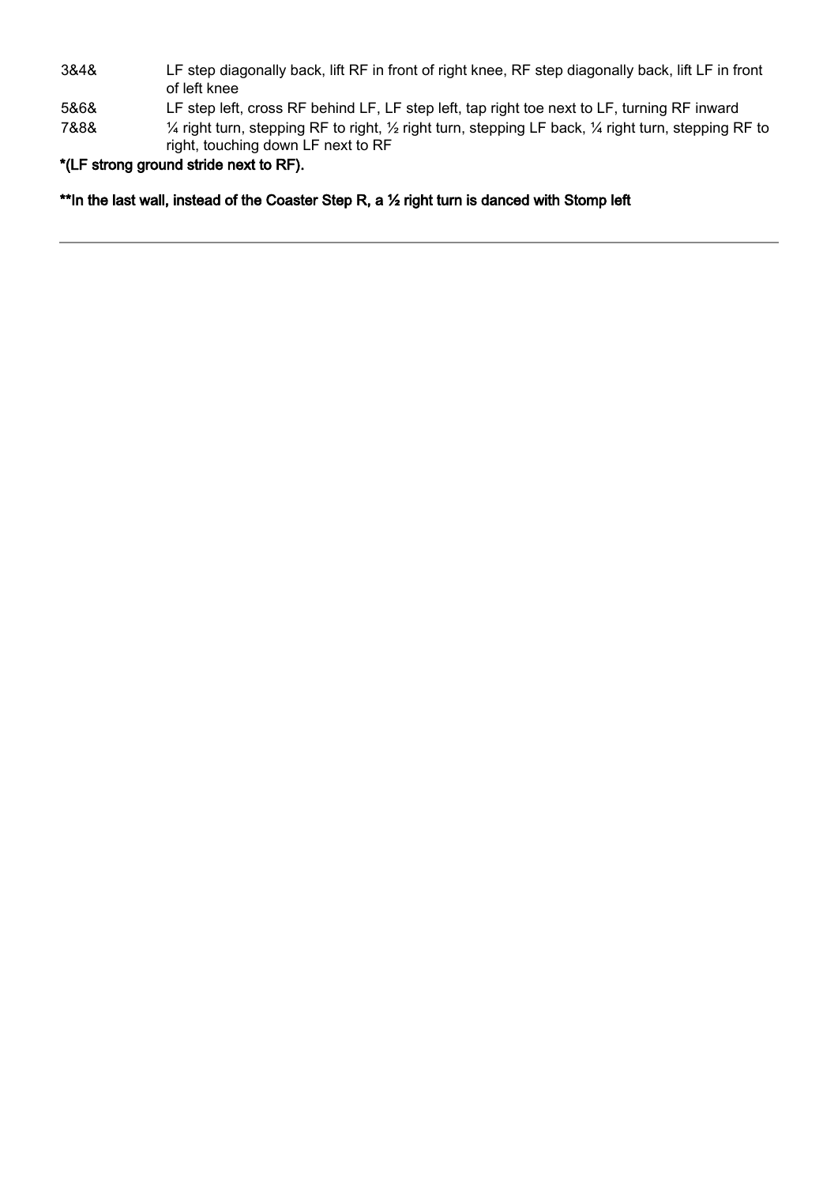| | |
|---|---|
| 3&4& | LF step diagonally back, lift RF in front of right knee, RF step diagonally back, lift LF in front of left knee |
| 5&6& | LF step left, cross RF behind LF, LF step left, tap right toe next to LF, turning RF inward |
| 7&8& | ¼ right turn, stepping RF to right, ½ right turn, stepping LF back, ¼ right turn, stepping RF to right, touching down LF next to RF |

**\*(LF strong ground stride next to RF).**

**\*\*In the last wall, instead of the Coaster Step R, a ½ right turn is danced with Stomp left**

---